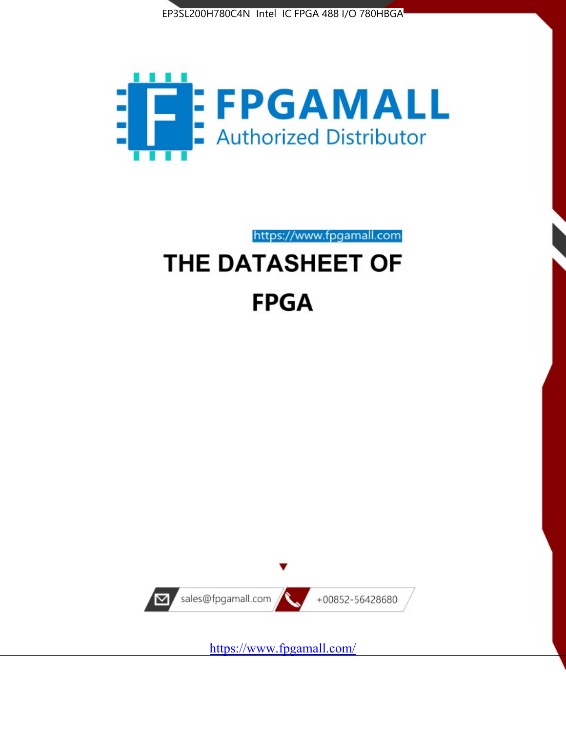EP3SL200H780C4N Intel IC FPGA 488 I/O 780HBGA

# FPGAMALL

Authorized Distributor

https://www.fpgamall.com

# THE DATASHEET OF

# FPGA

sales@fpgamall.com

+00852-56428680

https://www.fpgamall.com/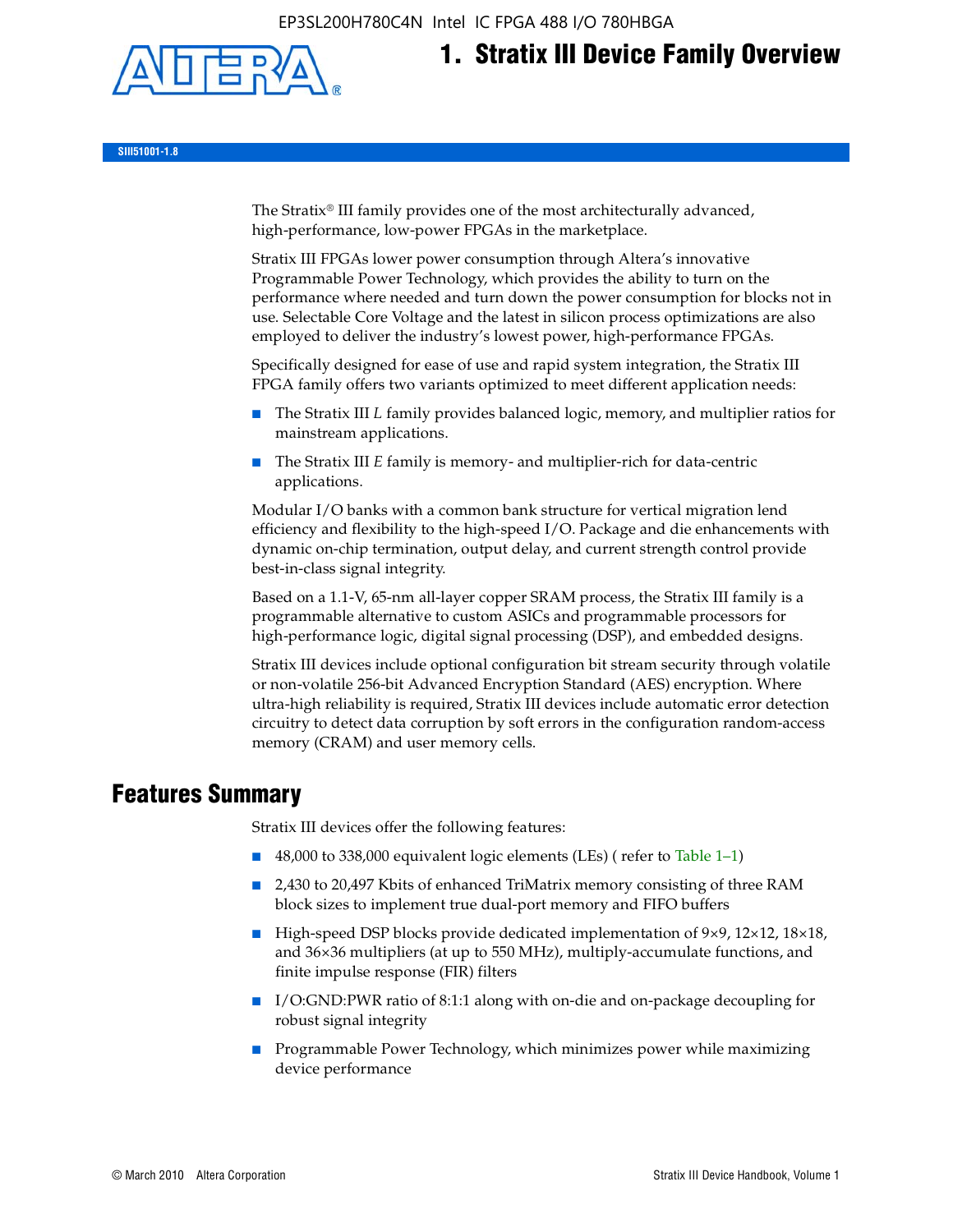# 1. Stratix III Device Family Overview

The Stratix® III family provides one of the most architecturally advanced, high-performance, low-power FPGAs in the marketplace.

Stratix III FPGAs lower power consumption through Altera's innovative Programmable Power Technology, which provides the ability to turn on the performance where needed and turn down the power consumption for blocks not in use. Selectable Core Voltage and the latest in silicon process optimizations are also employed to deliver the industry's lowest power, high-performance FPGAs.

Specifically designed for ease of use and rapid system integration, the Stratix III FPGA family offers two variants optimized to meet different application needs:

- The Stratix III *L* family provides balanced logic, memory, and multiplier ratios for mainstream applications.
- The Stratix III *E* family is memory- and multiplier-rich for data-centric applications.

Modular I/O banks with a common bank structure for vertical migration lend efficiency and flexibility to the high-speed I/O. Package and die enhancements with dynamic on-chip termination, output delay, and current strength control provide best-in-class signal integrity.

Based on a 1.1-V, 65-nm all-layer copper SRAM process, the Stratix III family is a programmable alternative to custom ASICs and programmable processors for high-performance logic, digital signal processing (DSP), and embedded designs.

Stratix III devices include optional configuration bit stream security through volatile or non-volatile 256-bit Advanced Encryption Standard (AES) encryption. Where ultra-high reliability is required, Stratix III devices include automatic error detection circuitry to detect data corruption by soft errors in the configuration random-access memory (CRAM) and user memory cells.

## Features Summary

Stratix III devices offer the following features:

- 48,000 to 338,000 equivalent logic elements (LEs) ( refer to Table 1–1)
- 2,430 to 20,497 Kbits of enhanced TriMatrix memory consisting of three RAM block sizes to implement true dual-port memory and FIFO buffers
- High-speed DSP blocks provide dedicated implementation of 9×9, 12×12, 18×18, and 36×36 multipliers (at up to 550 MHz), multiply-accumulate functions, and finite impulse response (FIR) filters
- I/O:GND:PWR ratio of 8:1:1 along with on-die and on-package decoupling for robust signal integrity
- Programmable Power Technology, which minimizes power while maximizing device performance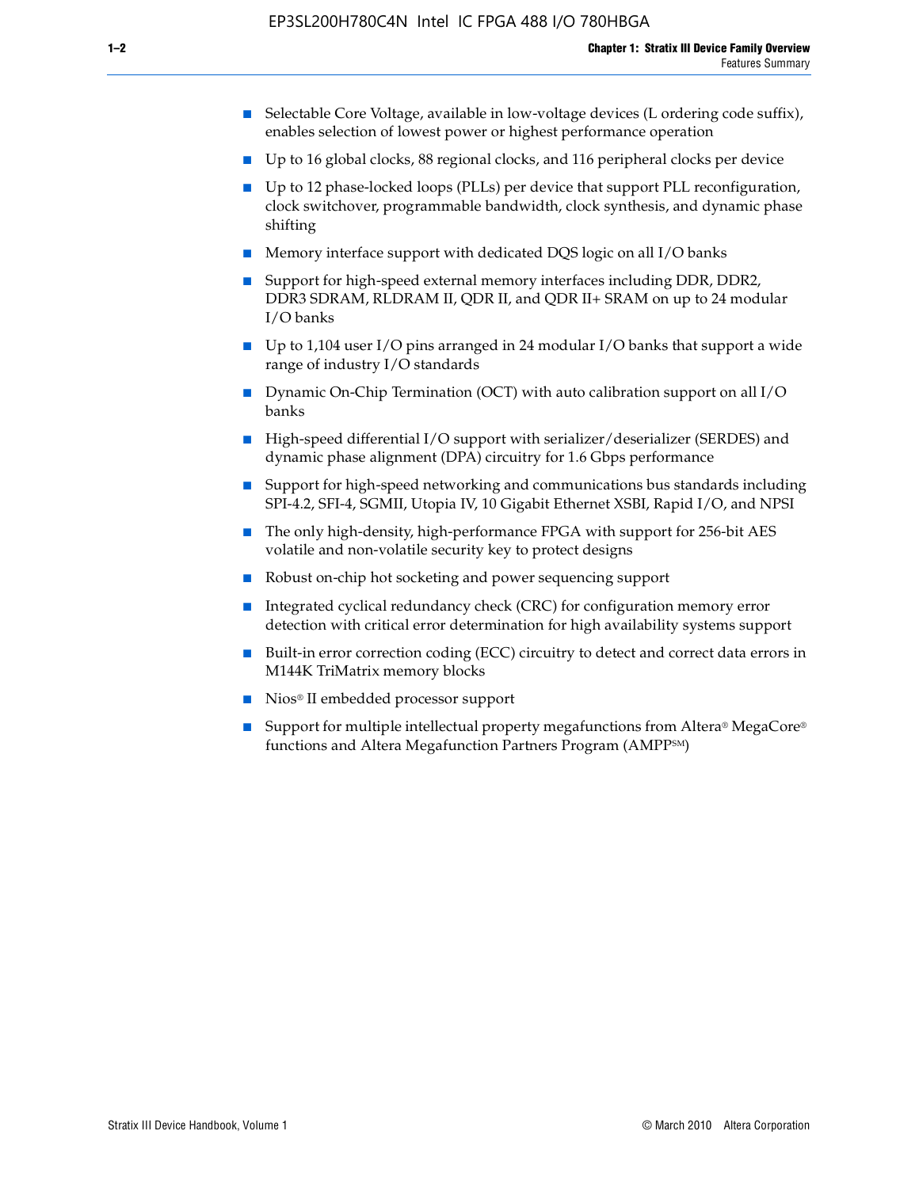- Selectable Core Voltage, available in low-voltage devices (L ordering code suffix), enables selection of lowest power or highest performance operation
- Up to 16 global clocks, 88 regional clocks, and 116 peripheral clocks per device
- Up to 12 phase-locked loops (PLLs) per device that support PLL reconfiguration, clock switchover, programmable bandwidth, clock synthesis, and dynamic phase shifting
- Memory interface support with dedicated DQS logic on all I/O banks
- Support for high-speed external memory interfaces including DDR, DDR2, DDR3 SDRAM, RLDRAM II, QDR II, and QDR II+ SRAM on up to 24 modular I/O banks
- Up to 1,104 user I/O pins arranged in 24 modular I/O banks that support a wide range of industry I/O standards
- Dynamic On-Chip Termination (OCT) with auto calibration support on all I/O banks
- High-speed differential I/O support with serializer/deserializer (SERDES) and dynamic phase alignment (DPA) circuitry for 1.6 Gbps performance
- Support for high-speed networking and communications bus standards including SPI-4.2, SFI-4, SGMII, Utopia IV, 10 Gigabit Ethernet XSBI, Rapid I/O, and NPSI
- The only high-density, high-performance FPGA with support for 256-bit AES volatile and non-volatile security key to protect designs
- Robust on-chip hot socketing and power sequencing support
- Integrated cyclical redundancy check (CRC) for configuration memory error detection with critical error determination for high availability systems support
- Built-in error correction coding (ECC) circuitry to detect and correct data errors in M144K TriMatrix memory blocks
- Nios® II embedded processor support
- Support for multiple intellectual property megafunctions from Altera® MegaCore® functions and Altera Megafunction Partners Program (AMPP℠)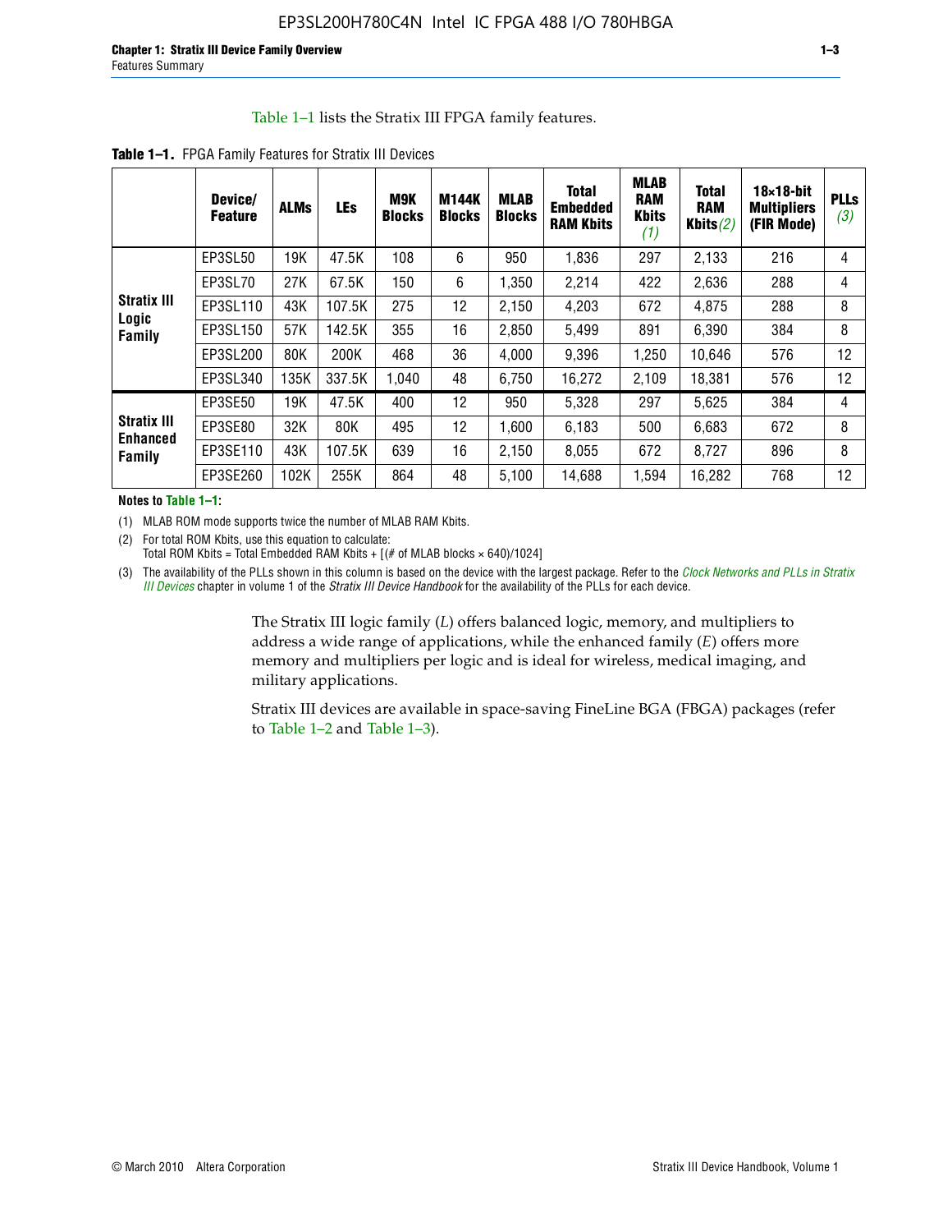Table 1–1 lists the Stratix III FPGA family features.

**Table 1–1.** FPGA Family Features for Stratix III Devices

| | Device/ Feature | ALMs | LEs | M9K Blocks | M144K Blocks | MLAB Blocks | Total Embedded RAM Kbits | MLAB RAM Kbits *(1)* | Total RAM Kbits *(2)* | 18×18-bit Multipliers (FIR Mode) | PLLs *(3)* |
|---|---|---|---|---|---|---|---|---|---|---|---|
| **Stratix III Logic Family** | EP3SL50 | 19K | 47.5K | 108 | 6 | 950 | 1,836 | 297 | 2,133 | 216 | 4 |
| | EP3SL70 | 27K | 67.5K | 150 | 6 | 1,350 | 2,214 | 422 | 2,636 | 288 | 4 |
| | EP3SL110 | 43K | 107.5K | 275 | 12 | 2,150 | 4,203 | 672 | 4,875 | 288 | 8 |
| | EP3SL150 | 57K | 142.5K | 355 | 16 | 2,850 | 5,499 | 891 | 6,390 | 384 | 8 |
| | EP3SL200 | 80K | 200K | 468 | 36 | 4,000 | 9,396 | 1,250 | 10,646 | 576 | 12 |
| | EP3SL340 | 135K | 337.5K | 1,040 | 48 | 6,750 | 16,272 | 2,109 | 18,381 | 576 | 12 |
| **Stratix III Enhanced Family** | EP3SE50 | 19K | 47.5K | 400 | 12 | 950 | 5,328 | 297 | 5,625 | 384 | 4 |
| | EP3SE80 | 32K | 80K | 495 | 12 | 1,600 | 6,183 | 500 | 6,683 | 672 | 8 |
| | EP3SE110 | 43K | 107.5K | 639 | 16 | 2,150 | 8,055 | 672 | 8,727 | 896 | 8 |
| | EP3SE260 | 102K | 255K | 864 | 48 | 5,100 | 14,688 | 1,594 | 16,282 | 768 | 12 |

**Notes to Table 1–1:**

(1) MLAB ROM mode supports twice the number of MLAB RAM Kbits.

(2) For total ROM Kbits, use this equation to calculate:
Total ROM Kbits = Total Embedded RAM Kbits + [(# of MLAB blocks × 640)/1024]

(3) The availability of the PLLs shown in this column is based on the device with the largest package. Refer to the *Clock Networks and PLLs in Stratix III Devices* chapter in volume 1 of the *Stratix III Device Handbook* for the availability of the PLLs for each device.

The Stratix III logic family (*L*) offers balanced logic, memory, and multipliers to address a wide range of applications, while the enhanced family (*E*) offers more memory and multipliers per logic and is ideal for wireless, medical imaging, and military applications.

Stratix III devices are available in space-saving FineLine BGA (FBGA) packages (refer to Table 1–2 and Table 1–3).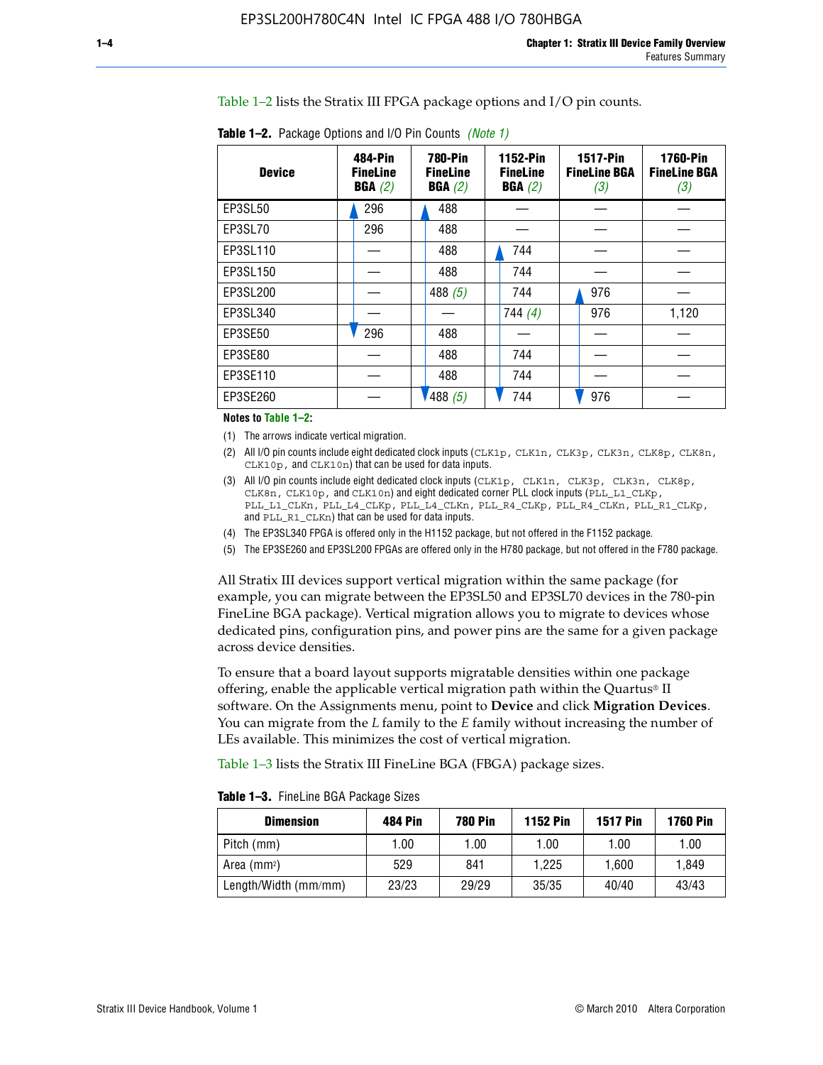Table 1–2 lists the Stratix III FPGA package options and I/O pin counts.

**Table 1–2.** Package Options and I/O Pin Counts *(Note 1)*

| Device | 484-Pin FineLine BGA *(2)* | 780-Pin FineLine BGA *(2)* | 1152-Pin FineLine BGA *(2)* | 1517-Pin FineLine BGA *(3)* | 1760-Pin FineLine BGA *(3)* |
|---|---|---|---|---|---|
| EP3SL50 | 296 | 488 | — | — | — |
| EP3SL70 | 296 | 488 | — | — | — |
| EP3SL110 | — | 488 | 744 | — | — |
| EP3SL150 | — | 488 | 744 | — | — |
| EP3SL200 | — | 488 *(5)* | 744 | 976 | — |
| EP3SL340 | — | — | 744 *(4)* | 976 | 1,120 |
| EP3SE50 | 296 | 488 | — | — | — |
| EP3SE80 | — | 488 | 744 | — | — |
| EP3SE110 | — | 488 | 744 | — | — |
| EP3SE260 | — | 488 *(5)* | 744 | 976 | — |

**Notes to Table 1–2:**

(1) The arrows indicate vertical migration.

(2) All I/O pin counts include eight dedicated clock inputs (`CLK1p`, `CLK1n`, `CLK3p`, `CLK3n`, `CLK8p`, `CLK8n`, `CLK10p`, and `CLK10n`) that can be used for data inputs.

(3) All I/O pin counts include eight dedicated clock inputs (`CLK1p`, `CLK1n`, `CLK3p`, `CLK3n`, `CLK8p`, `CLK8n`, `CLK10p`, and `CLK10n`) and eight dedicated corner PLL clock inputs (`PLL_L1_CLKp`, `PLL_L1_CLKn`, `PLL_L4_CLKp`, `PLL_L4_CLKn`, `PLL_R4_CLKp`, `PLL_R4_CLKn`, `PLL_R1_CLKp`, and `PLL_R1_CLKn`) that can be used for data inputs.

(4) The EP3SL340 FPGA is offered only in the H1152 package, but not offered in the F1152 package.

(5) The EP3SE260 and EP3SL200 FPGAs are offered only in the H780 package, but not offered in the F780 package.

All Stratix III devices support vertical migration within the same package (for example, you can migrate between the EP3SL50 and EP3SL70 devices in the 780-pin FineLine BGA package). Vertical migration allows you to migrate to devices whose dedicated pins, configuration pins, and power pins are the same for a given package across device densities.

To ensure that a board layout supports migratable densities within one package offering, enable the applicable vertical migration path within the Quartus® II software. On the Assignments menu, point to **Device** and click **Migration Devices**. You can migrate from the *L* family to the *E* family without increasing the number of LEs available. This minimizes the cost of vertical migration.

Table 1–3 lists the Stratix III FineLine BGA (FBGA) package sizes.

**Table 1–3.** FineLine BGA Package Sizes

| Dimension | 484 Pin | 780 Pin | 1152 Pin | 1517 Pin | 1760 Pin |
|---|---|---|---|---|---|
| Pitch (mm) | 1.00 | 1.00 | 1.00 | 1.00 | 1.00 |
| Area ($mm^2$) | 529 | 841 | 1,225 | 1,600 | 1,849 |
| Length/Width (mm/mm) | 23/23 | 29/29 | 35/35 | 40/40 | 43/43 |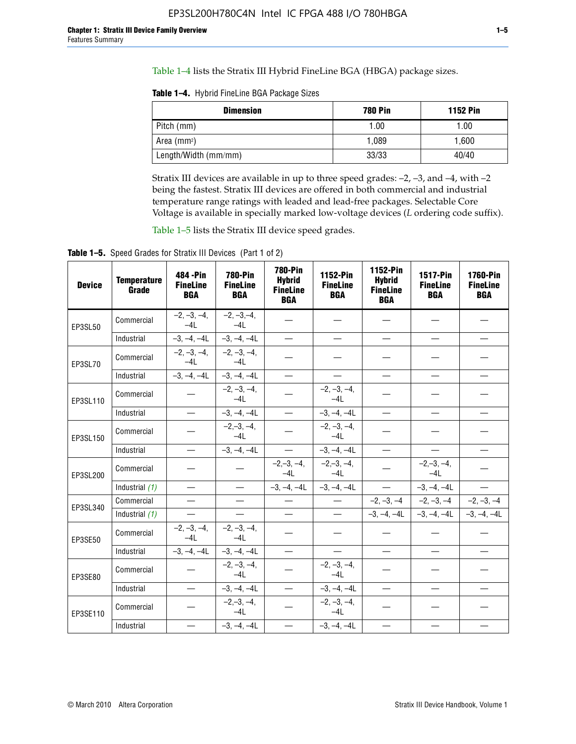Table 1–4 lists the Stratix III Hybrid FineLine BGA (HBGA) package sizes.

**Table 1–4.** Hybrid FineLine BGA Package Sizes

| Dimension | 780 Pin | 1152 Pin |
|---|---|---|
| Pitch (mm) | 1.00 | 1.00 |
| Area (mm$^2$) | 1,089 | 1,600 |
| Length/Width (mm/mm) | 33/33 | 40/40 |

Stratix III devices are available in up to three speed grades: –2, –3, and –4, with –2 being the fastest. Stratix III devices are offered in both commercial and industrial temperature range ratings with leaded and lead-free packages. Selectable Core Voltage is available in specially marked low-voltage devices (*L* ordering code suffix).

Table 1–5 lists the Stratix III device speed grades.

**Table 1–5.** Speed Grades for Stratix III Devices (Part 1 of 2)

| Device | Temperature Grade | 484 -Pin FineLine BGA | 780-Pin FineLine BGA | 780-Pin Hybrid FineLine BGA | 1152-Pin FineLine BGA | 1152-Pin Hybrid FineLine BGA | 1517-Pin FineLine BGA | 1760-Pin FineLine BGA |
|---|---|---|---|---|---|---|---|---|
| EP3SL50 | Commercial | –2, –3, –4, –4L | –2, –3,–4, –4L | — | — | — | — | — |
| | Industrial | –3, –4, –4L | –3, –4, –4L | — | — | — | — | — |
| EP3SL70 | Commercial | –2, –3, –4, –4L | –2, –3, –4, –4L | — | — | — | — | — |
| | Industrial | –3, –4, –4L | –3, –4, –4L | — | — | — | — | — |
| EP3SL110 | Commercial | — | –2, –3, –4, –4L | — | –2, –3, –4, –4L | — | — | — |
| | Industrial | — | –3, –4, –4L | — | –3, –4, –4L | — | — | — |
| EP3SL150 | Commercial | — | –2,–3, –4, –4L | — | –2, –3, –4, –4L | — | — | — |
| | Industrial | — | –3, –4, –4L | — | –3, –4, –4L | — | — | — |
| EP3SL200 | Commercial | — | — | –2,–3, –4, –4L | –2,–3, –4, –4L | — | –2,–3, –4, –4L | — |
| | Industrial *(1)* | — | — | –3, –4, –4L | –3, –4, –4L | — | –3, –4, –4L | — |
| EP3SL340 | Commercial | — | — | — | — | –2, –3, –4 | –2, –3, –4 | –2, –3, –4 |
| | Industrial *(1)* | — | — | — | — | –3, –4, –4L | –3, –4, –4L | –3, –4, –4L |
| EP3SE50 | Commercial | –2, –3, –4, –4L | –2, –3, –4, –4L | — | — | — | — | — |
| | Industrial | –3, –4, –4L | –3, –4, –4L | — | — | — | — | — |
| EP3SE80 | Commercial | — | –2, –3, –4, –4L | — | –2, –3, –4, –4L | — | — | — |
| | Industrial | — | –3, –4, –4L | — | –3, –4, –4L | — | — | — |
| EP3SE110 | Commercial | — | –2,–3, –4, –4L | — | –2, –3, –4, –4L | — | — | — |
| | Industrial | — | –3, –4, –4L | — | –3, –4, –4L | — | — | — |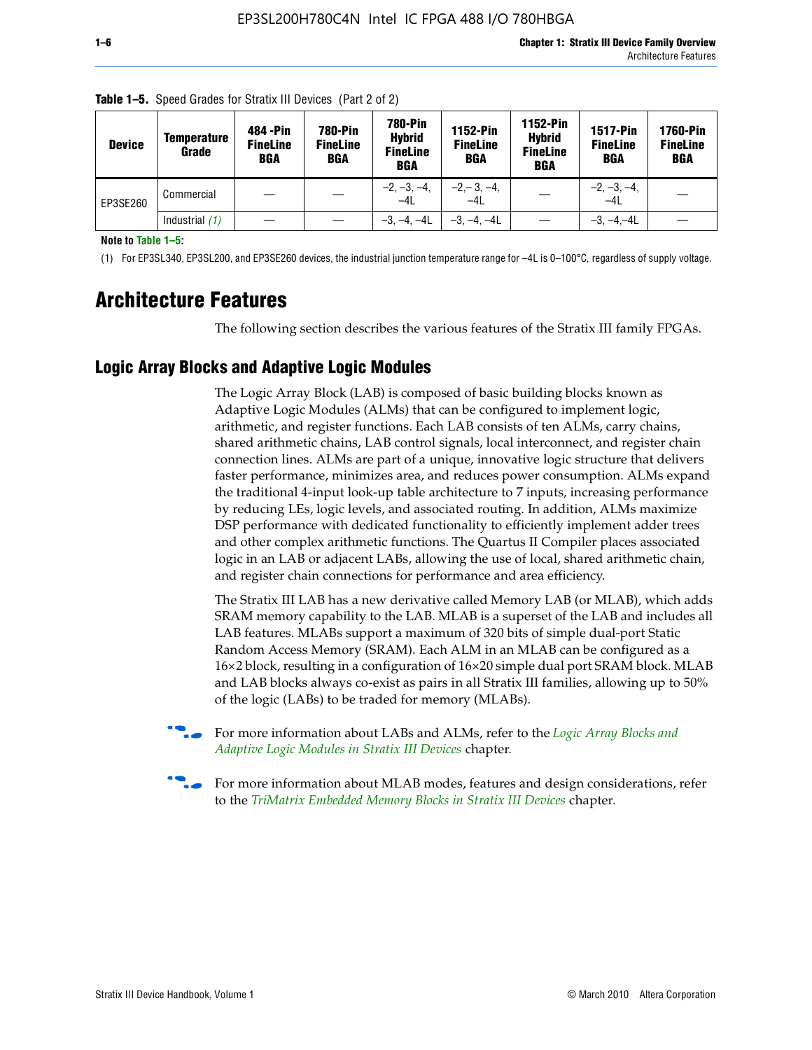**Table 1–5.** Speed Grades for Stratix III Devices (Part 2 of 2)

| Device | Temperature Grade | 484 -Pin FineLine BGA | 780-Pin FineLine BGA | 780-Pin Hybrid FineLine BGA | 1152-Pin FineLine BGA | 1152-Pin Hybrid FineLine BGA | 1517-Pin FineLine BGA | 1760-Pin FineLine BGA |
|---|---|---|---|---|---|---|---|---|
| EP3SE260 | Commercial | — | — | –2, –3, –4, –4L | –2,– 3, –4, –4L | — | –2, –3, –4, –4L | — |
| | Industrial *(1)* | — | — | –3, –4, –4L | –3, –4, –4L | — | –3, –4,–4L | — |

**Note to Table 1–5:**

(1) For EP3SL340, EP3SL200, and EP3SE260 devices, the industrial junction temperature range for –4L is 0–100°C, regardless of supply voltage.

# Architecture Features

The following section describes the various features of the Stratix III family FPGAs.

## Logic Array Blocks and Adaptive Logic Modules

The Logic Array Block (LAB) is composed of basic building blocks known as Adaptive Logic Modules (ALMs) that can be configured to implement logic, arithmetic, and register functions. Each LAB consists of ten ALMs, carry chains, shared arithmetic chains, LAB control signals, local interconnect, and register chain connection lines. ALMs are part of a unique, innovative logic structure that delivers faster performance, minimizes area, and reduces power consumption. ALMs expand the traditional 4-input look-up table architecture to 7 inputs, increasing performance by reducing LEs, logic levels, and associated routing. In addition, ALMs maximize DSP performance with dedicated functionality to efficiently implement adder trees and other complex arithmetic functions. The Quartus II Compiler places associated logic in an LAB or adjacent LABs, allowing the use of local, shared arithmetic chain, and register chain connections for performance and area efficiency.

The Stratix III LAB has a new derivative called Memory LAB (or MLAB), which adds SRAM memory capability to the LAB. MLAB is a superset of the LAB and includes all LAB features. MLABs support a maximum of 320 bits of simple dual-port Static Random Access Memory (SRAM). Each ALM in an MLAB can be configured as a 16×2 block, resulting in a configuration of 16×20 simple dual port SRAM block. MLAB and LAB blocks always co-exist as pairs in all Stratix III families, allowing up to 50% of the logic (LABs) to be traded for memory (MLABs).

For more information about LABs and ALMs, refer to the *Logic Array Blocks and Adaptive Logic Modules in Stratix III Devices* chapter.

For more information about MLAB modes, features and design considerations, refer to the *TriMatrix Embedded Memory Blocks in Stratix III Devices* chapter.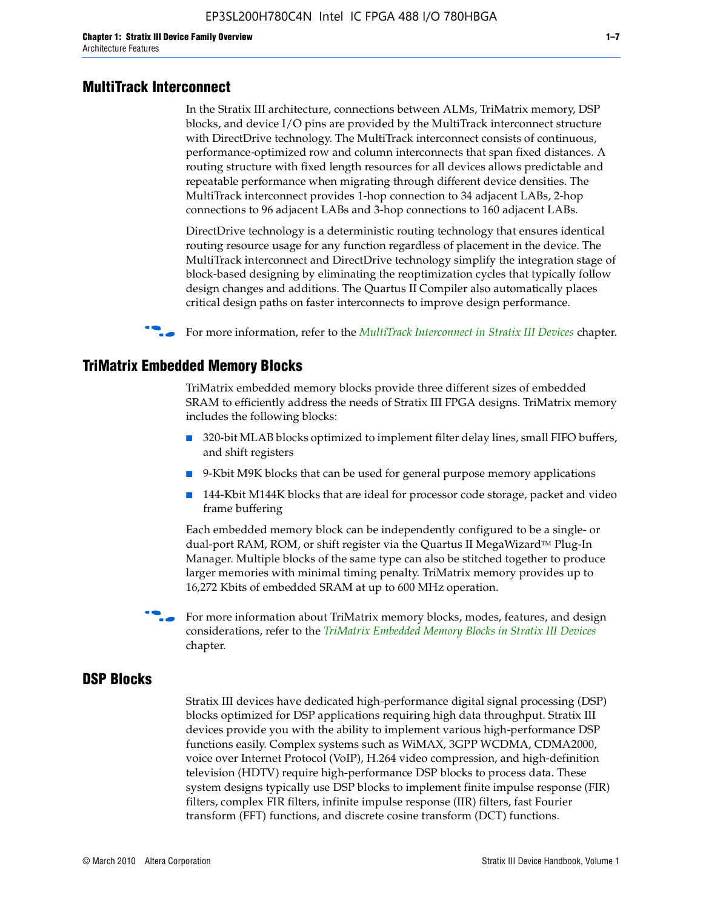## MultiTrack Interconnect

In the Stratix III architecture, connections between ALMs, TriMatrix memory, DSP blocks, and device I/O pins are provided by the MultiTrack interconnect structure with DirectDrive technology. The MultiTrack interconnect consists of continuous, performance-optimized row and column interconnects that span fixed distances. A routing structure with fixed length resources for all devices allows predictable and repeatable performance when migrating through different device densities. The MultiTrack interconnect provides 1-hop connection to 34 adjacent LABs, 2-hop connections to 96 adjacent LABs and 3-hop connections to 160 adjacent LABs.

DirectDrive technology is a deterministic routing technology that ensures identical routing resource usage for any function regardless of placement in the device. The MultiTrack interconnect and DirectDrive technology simplify the integration stage of block-based designing by eliminating the reoptimization cycles that typically follow design changes and additions. The Quartus II Compiler also automatically places critical design paths on faster interconnects to improve design performance.

For more information, refer to the *MultiTrack Interconnect in Stratix III Devices* chapter.

## TriMatrix Embedded Memory Blocks

TriMatrix embedded memory blocks provide three different sizes of embedded SRAM to efficiently address the needs of Stratix III FPGA designs. TriMatrix memory includes the following blocks:

- 320-bit MLAB blocks optimized to implement filter delay lines, small FIFO buffers, and shift registers
- 9-Kbit M9K blocks that can be used for general purpose memory applications
- 144-Kbit M144K blocks that are ideal for processor code storage, packet and video frame buffering

Each embedded memory block can be independently configured to be a single- or dual-port RAM, ROM, or shift register via the Quartus II MegaWizard™ Plug-In Manager. Multiple blocks of the same type can also be stitched together to produce larger memories with minimal timing penalty. TriMatrix memory provides up to 16,272 Kbits of embedded SRAM at up to 600 MHz operation.

For more information about TriMatrix memory blocks, modes, features, and design considerations, refer to the *TriMatrix Embedded Memory Blocks in Stratix III Devices* chapter.

## DSP Blocks

Stratix III devices have dedicated high-performance digital signal processing (DSP) blocks optimized for DSP applications requiring high data throughput. Stratix III devices provide you with the ability to implement various high-performance DSP functions easily. Complex systems such as WiMAX, 3GPP WCDMA, CDMA2000, voice over Internet Protocol (VoIP), H.264 video compression, and high-definition television (HDTV) require high-performance DSP blocks to process data. These system designs typically use DSP blocks to implement finite impulse response (FIR) filters, complex FIR filters, infinite impulse response (IIR) filters, fast Fourier transform (FFT) functions, and discrete cosine transform (DCT) functions.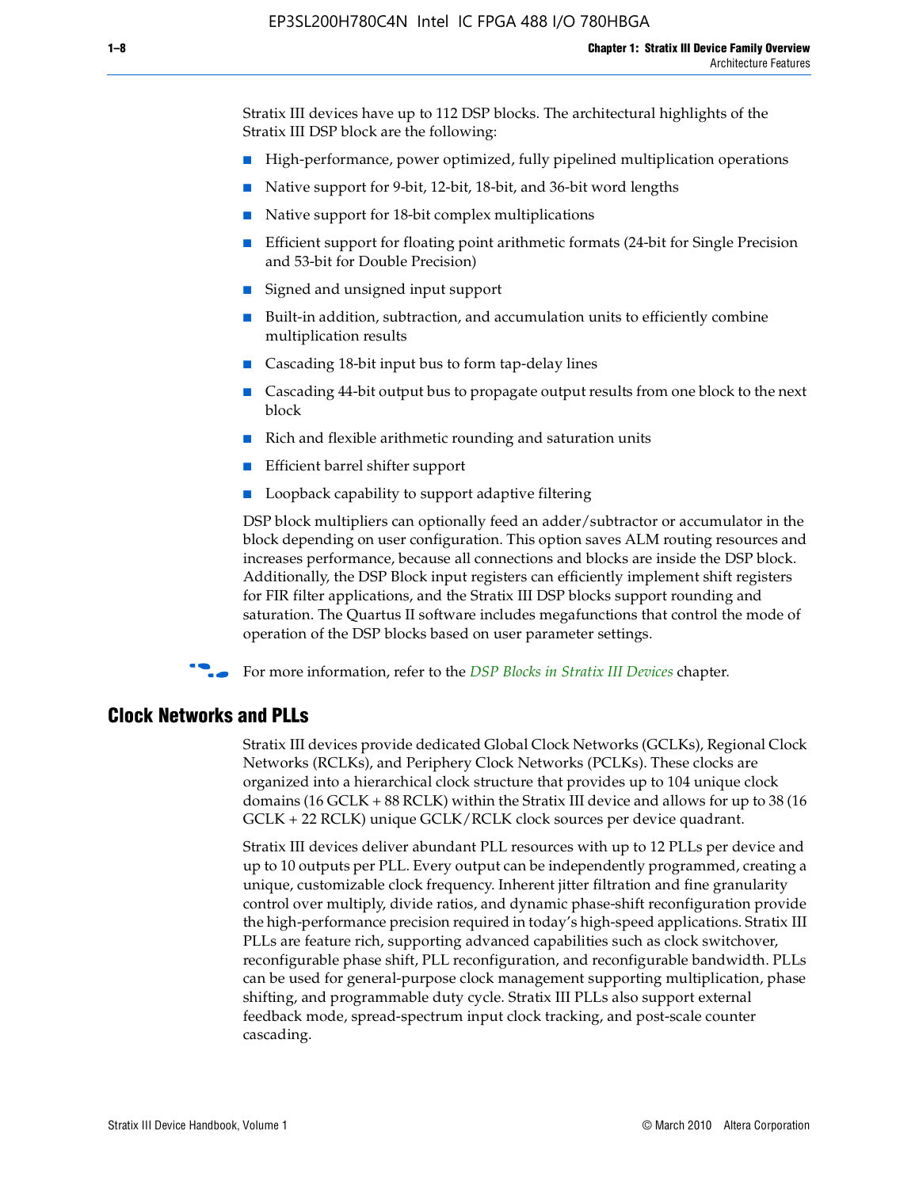Stratix III devices have up to 112 DSP blocks. The architectural highlights of the Stratix III DSP block are the following:

- High-performance, power optimized, fully pipelined multiplication operations
- Native support for 9-bit, 12-bit, 18-bit, and 36-bit word lengths
- Native support for 18-bit complex multiplications
- Efficient support for floating point arithmetic formats (24-bit for Single Precision and 53-bit for Double Precision)
- Signed and unsigned input support
- Built-in addition, subtraction, and accumulation units to efficiently combine multiplication results
- Cascading 18-bit input bus to form tap-delay lines
- Cascading 44-bit output bus to propagate output results from one block to the next block
- Rich and flexible arithmetic rounding and saturation units
- Efficient barrel shifter support
- Loopback capability to support adaptive filtering

DSP block multipliers can optionally feed an adder/subtractor or accumulator in the block depending on user configuration. This option saves ALM routing resources and increases performance, because all connections and blocks are inside the DSP block. Additionally, the DSP Block input registers can efficiently implement shift registers for FIR filter applications, and the Stratix III DSP blocks support rounding and saturation. The Quartus II software includes megafunctions that control the mode of operation of the DSP blocks based on user parameter settings.

For more information, refer to the *DSP Blocks in Stratix III Devices* chapter.

## Clock Networks and PLLs

Stratix III devices provide dedicated Global Clock Networks (GCLKs), Regional Clock Networks (RCLKs), and Periphery Clock Networks (PCLKs). These clocks are organized into a hierarchical clock structure that provides up to 104 unique clock domains (16 GCLK + 88 RCLK) within the Stratix III device and allows for up to 38 (16 GCLK + 22 RCLK) unique GCLK/RCLK clock sources per device quadrant.

Stratix III devices deliver abundant PLL resources with up to 12 PLLs per device and up to 10 outputs per PLL. Every output can be independently programmed, creating a unique, customizable clock frequency. Inherent jitter filtration and fine granularity control over multiply, divide ratios, and dynamic phase-shift reconfiguration provide the high-performance precision required in today's high-speed applications. Stratix III PLLs are feature rich, supporting advanced capabilities such as clock switchover, reconfigurable phase shift, PLL reconfiguration, and reconfigurable bandwidth. PLLs can be used for general-purpose clock management supporting multiplication, phase shifting, and programmable duty cycle. Stratix III PLLs also support external feedback mode, spread-spectrum input clock tracking, and post-scale counter cascading.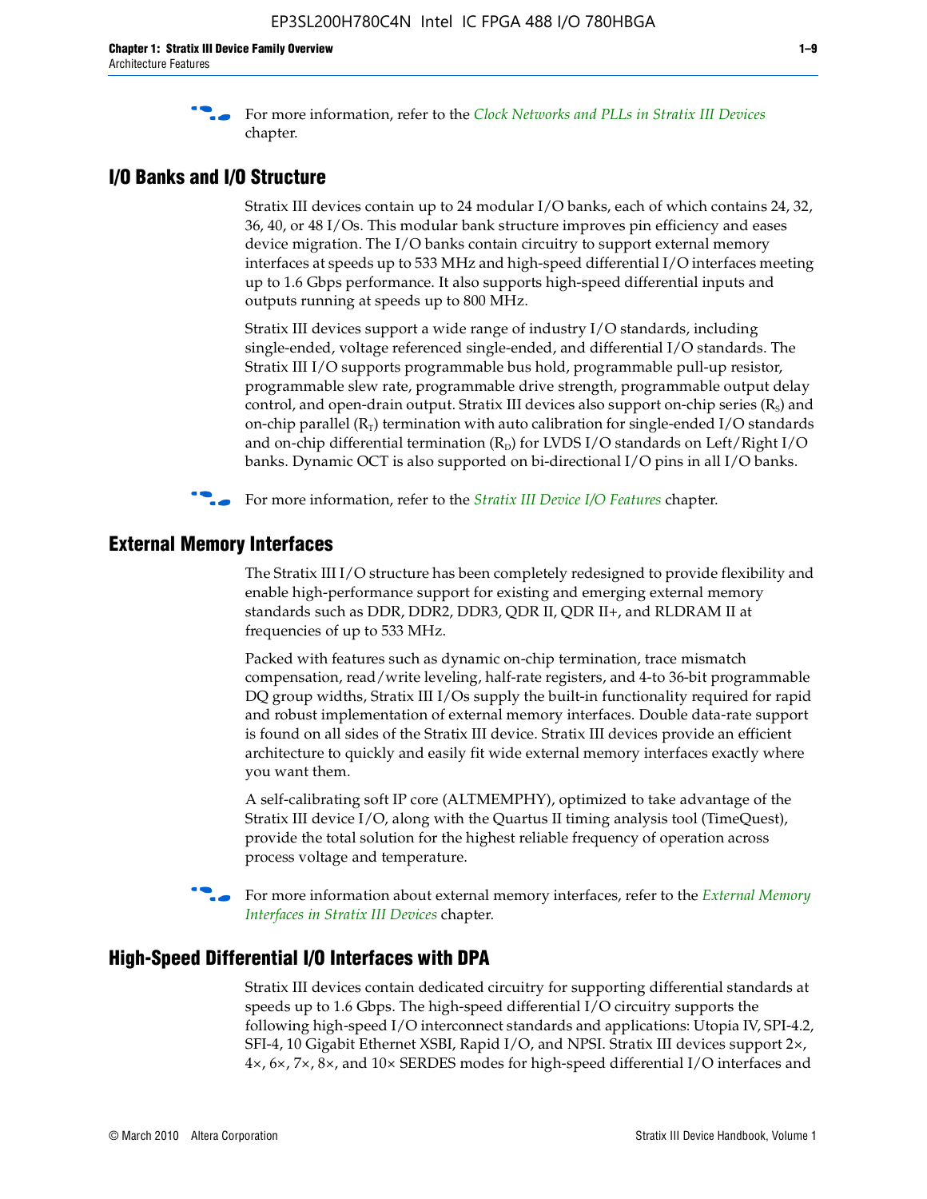For more information, refer to the *Clock Networks and PLLs in Stratix III Devices* chapter.

## I/O Banks and I/O Structure

Stratix III devices contain up to 24 modular I/O banks, each of which contains 24, 32, 36, 40, or 48 I/Os. This modular bank structure improves pin efficiency and eases device migration. The I/O banks contain circuitry to support external memory interfaces at speeds up to 533 MHz and high-speed differential I/O interfaces meeting up to 1.6 Gbps performance. It also supports high-speed differential inputs and outputs running at speeds up to 800 MHz.

Stratix III devices support a wide range of industry I/O standards, including single-ended, voltage referenced single-ended, and differential I/O standards. The Stratix III I/O supports programmable bus hold, programmable pull-up resistor, programmable slew rate, programmable drive strength, programmable output delay control, and open-drain output. Stratix III devices also support on-chip series ($R_S$) and on-chip parallel ($R_T$) termination with auto calibration for single-ended I/O standards and on-chip differential termination ($R_D$) for LVDS I/O standards on Left/Right I/O banks. Dynamic OCT is also supported on bi-directional I/O pins in all I/O banks.

For more information, refer to the *Stratix III Device I/O Features* chapter.

## External Memory Interfaces

The Stratix III I/O structure has been completely redesigned to provide flexibility and enable high-performance support for existing and emerging external memory standards such as DDR, DDR2, DDR3, QDR II, QDR II+, and RLDRAM II at frequencies of up to 533 MHz.

Packed with features such as dynamic on-chip termination, trace mismatch compensation, read/write leveling, half-rate registers, and 4-to 36-bit programmable DQ group widths, Stratix III I/Os supply the built-in functionality required for rapid and robust implementation of external memory interfaces. Double data-rate support is found on all sides of the Stratix III device. Stratix III devices provide an efficient architecture to quickly and easily fit wide external memory interfaces exactly where you want them.

A self-calibrating soft IP core (ALTMEMPHY), optimized to take advantage of the Stratix III device I/O, along with the Quartus II timing analysis tool (TimeQuest), provide the total solution for the highest reliable frequency of operation across process voltage and temperature.

For more information about external memory interfaces, refer to the *External Memory Interfaces in Stratix III Devices* chapter.

## High-Speed Differential I/O Interfaces with DPA

Stratix III devices contain dedicated circuitry for supporting differential standards at speeds up to 1.6 Gbps. The high-speed differential I/O circuitry supports the following high-speed I/O interconnect standards and applications: Utopia IV, SPI-4.2, SFI-4, 10 Gigabit Ethernet XSBI, Rapid I/O, and NPSI. Stratix III devices support 2×, 4×, 6×, 7×, 8×, and 10× SERDES modes for high-speed differential I/O interfaces and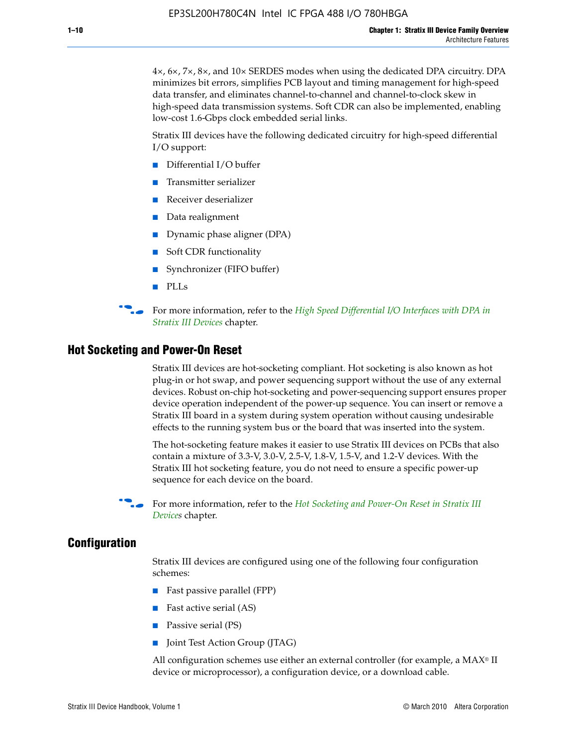4×, 6×, 7×, 8×, and 10× SERDES modes when using the dedicated DPA circuitry. DPA minimizes bit errors, simplifies PCB layout and timing management for high-speed data transfer, and eliminates channel-to-channel and channel-to-clock skew in high-speed data transmission systems. Soft CDR can also be implemented, enabling low-cost 1.6-Gbps clock embedded serial links.

Stratix III devices have the following dedicated circuitry for high-speed differential I/O support:

- Differential I/O buffer
- Transmitter serializer
- Receiver deserializer
- Data realignment
- Dynamic phase aligner (DPA)
- Soft CDR functionality
- Synchronizer (FIFO buffer)
- PLLs

For more information, refer to the *High Speed Differential I/O Interfaces with DPA in Stratix III Devices* chapter.

## Hot Socketing and Power-On Reset

Stratix III devices are hot-socketing compliant. Hot socketing is also known as hot plug-in or hot swap, and power sequencing support without the use of any external devices. Robust on-chip hot-socketing and power-sequencing support ensures proper device operation independent of the power-up sequence. You can insert or remove a Stratix III board in a system during system operation without causing undesirable effects to the running system bus or the board that was inserted into the system.

The hot-socketing feature makes it easier to use Stratix III devices on PCBs that also contain a mixture of 3.3-V, 3.0-V, 2.5-V, 1.8-V, 1.5-V, and 1.2-V devices. With the Stratix III hot socketing feature, you do not need to ensure a specific power-up sequence for each device on the board.

For more information, refer to the *Hot Socketing and Power-On Reset in Stratix III Devices* chapter.

## Configuration

Stratix III devices are configured using one of the following four configuration schemes:

- Fast passive parallel (FPP)
- Fast active serial (AS)
- Passive serial (PS)
- Joint Test Action Group (JTAG)

All configuration schemes use either an external controller (for example, a MAX® II device or microprocessor), a configuration device, or a download cable.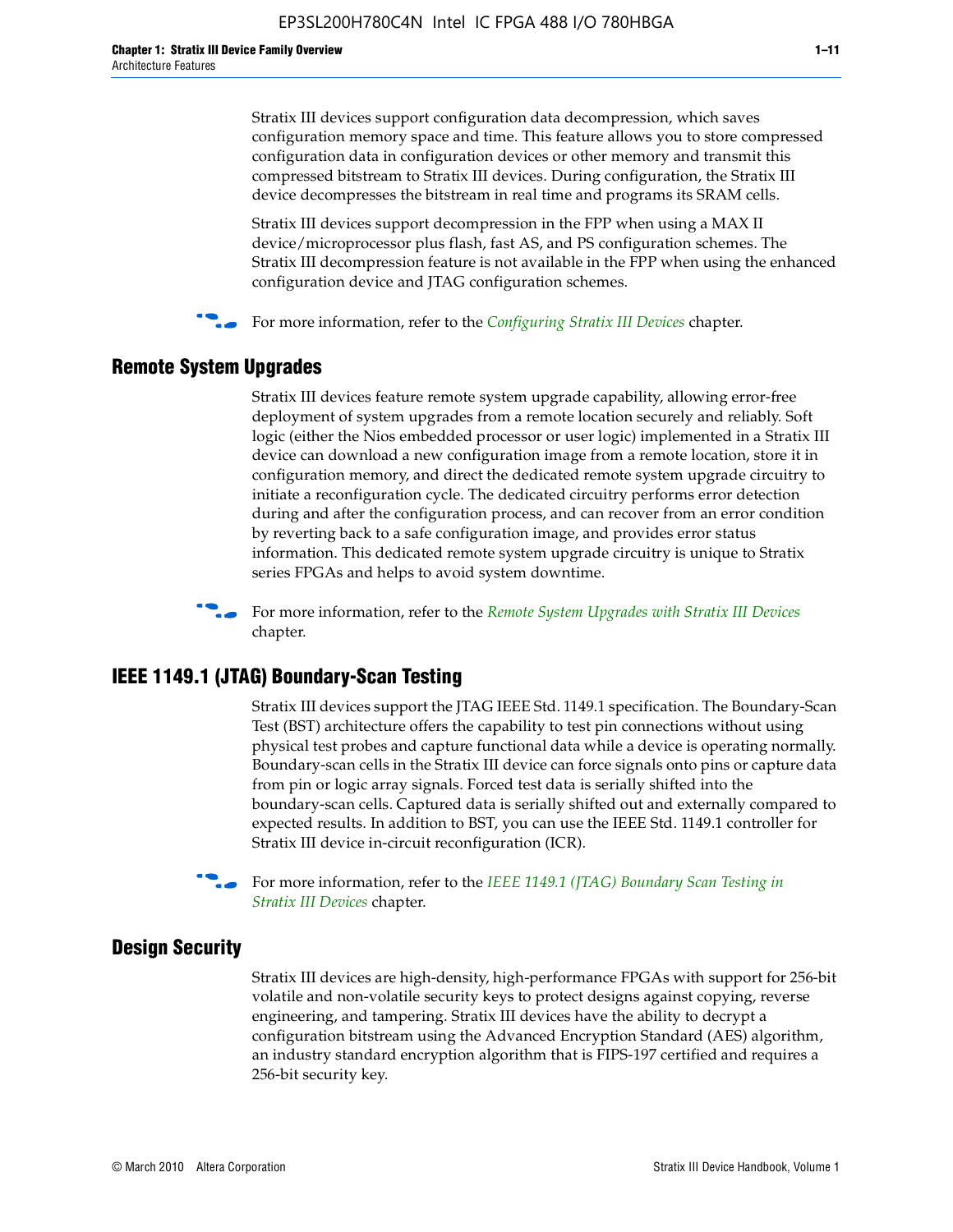Stratix III devices support configuration data decompression, which saves configuration memory space and time. This feature allows you to store compressed configuration data in configuration devices or other memory and transmit this compressed bitstream to Stratix III devices. During configuration, the Stratix III device decompresses the bitstream in real time and programs its SRAM cells.

Stratix III devices support decompression in the FPP when using a MAX II device/microprocessor plus flash, fast AS, and PS configuration schemes. The Stratix III decompression feature is not available in the FPP when using the enhanced configuration device and JTAG configuration schemes.

For more information, refer to the *Configuring Stratix III Devices* chapter.

## Remote System Upgrades

Stratix III devices feature remote system upgrade capability, allowing error-free deployment of system upgrades from a remote location securely and reliably. Soft logic (either the Nios embedded processor or user logic) implemented in a Stratix III device can download a new configuration image from a remote location, store it in configuration memory, and direct the dedicated remote system upgrade circuitry to initiate a reconfiguration cycle. The dedicated circuitry performs error detection during and after the configuration process, and can recover from an error condition by reverting back to a safe configuration image, and provides error status information. This dedicated remote system upgrade circuitry is unique to Stratix series FPGAs and helps to avoid system downtime.

For more information, refer to the *Remote System Upgrades with Stratix III Devices* chapter.

## IEEE 1149.1 (JTAG) Boundary-Scan Testing

Stratix III devices support the JTAG IEEE Std. 1149.1 specification. The Boundary-Scan Test (BST) architecture offers the capability to test pin connections without using physical test probes and capture functional data while a device is operating normally. Boundary-scan cells in the Stratix III device can force signals onto pins or capture data from pin or logic array signals. Forced test data is serially shifted into the boundary-scan cells. Captured data is serially shifted out and externally compared to expected results. In addition to BST, you can use the IEEE Std. 1149.1 controller for Stratix III device in-circuit reconfiguration (ICR).

For more information, refer to the *IEEE 1149.1 (JTAG) Boundary Scan Testing in Stratix III Devices* chapter.

## Design Security

Stratix III devices are high-density, high-performance FPGAs with support for 256-bit volatile and non-volatile security keys to protect designs against copying, reverse engineering, and tampering. Stratix III devices have the ability to decrypt a configuration bitstream using the Advanced Encryption Standard (AES) algorithm, an industry standard encryption algorithm that is FIPS-197 certified and requires a 256-bit security key.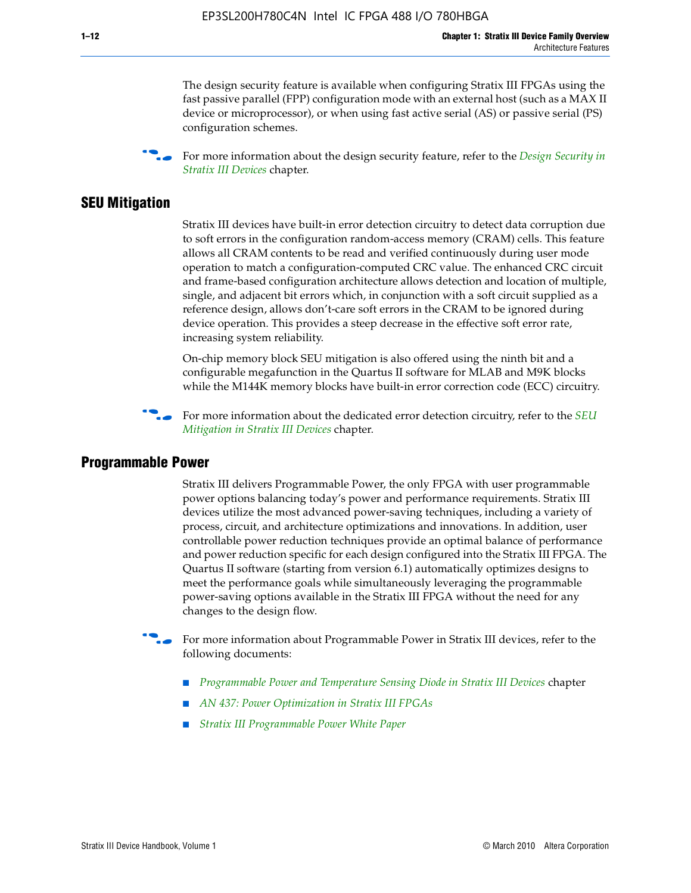The design security feature is available when configuring Stratix III FPGAs using the fast passive parallel (FPP) configuration mode with an external host (such as a MAX II device or microprocessor), or when using fast active serial (AS) or passive serial (PS) configuration schemes.

For more information about the design security feature, refer to the *Design Security in Stratix III Devices* chapter.

## SEU Mitigation

Stratix III devices have built-in error detection circuitry to detect data corruption due to soft errors in the configuration random-access memory (CRAM) cells. This feature allows all CRAM contents to be read and verified continuously during user mode operation to match a configuration-computed CRC value. The enhanced CRC circuit and frame-based configuration architecture allows detection and location of multiple, single, and adjacent bit errors which, in conjunction with a soft circuit supplied as a reference design, allows don't-care soft errors in the CRAM to be ignored during device operation. This provides a steep decrease in the effective soft error rate, increasing system reliability.

On-chip memory block SEU mitigation is also offered using the ninth bit and a configurable megafunction in the Quartus II software for MLAB and M9K blocks while the M144K memory blocks have built-in error correction code (ECC) circuitry.

For more information about the dedicated error detection circuitry, refer to the *SEU Mitigation in Stratix III Devices* chapter.

## Programmable Power

Stratix III delivers Programmable Power, the only FPGA with user programmable power options balancing today's power and performance requirements. Stratix III devices utilize the most advanced power-saving techniques, including a variety of process, circuit, and architecture optimizations and innovations. In addition, user controllable power reduction techniques provide an optimal balance of performance and power reduction specific for each design configured into the Stratix III FPGA. The Quartus II software (starting from version 6.1) automatically optimizes designs to meet the performance goals while simultaneously leveraging the programmable power-saving options available in the Stratix III FPGA without the need for any changes to the design flow.

For more information about Programmable Power in Stratix III devices, refer to the following documents:

- *Programmable Power and Temperature Sensing Diode in Stratix III Devices* chapter
- *AN 437: Power Optimization in Stratix III FPGAs*
- *Stratix III Programmable Power White Paper*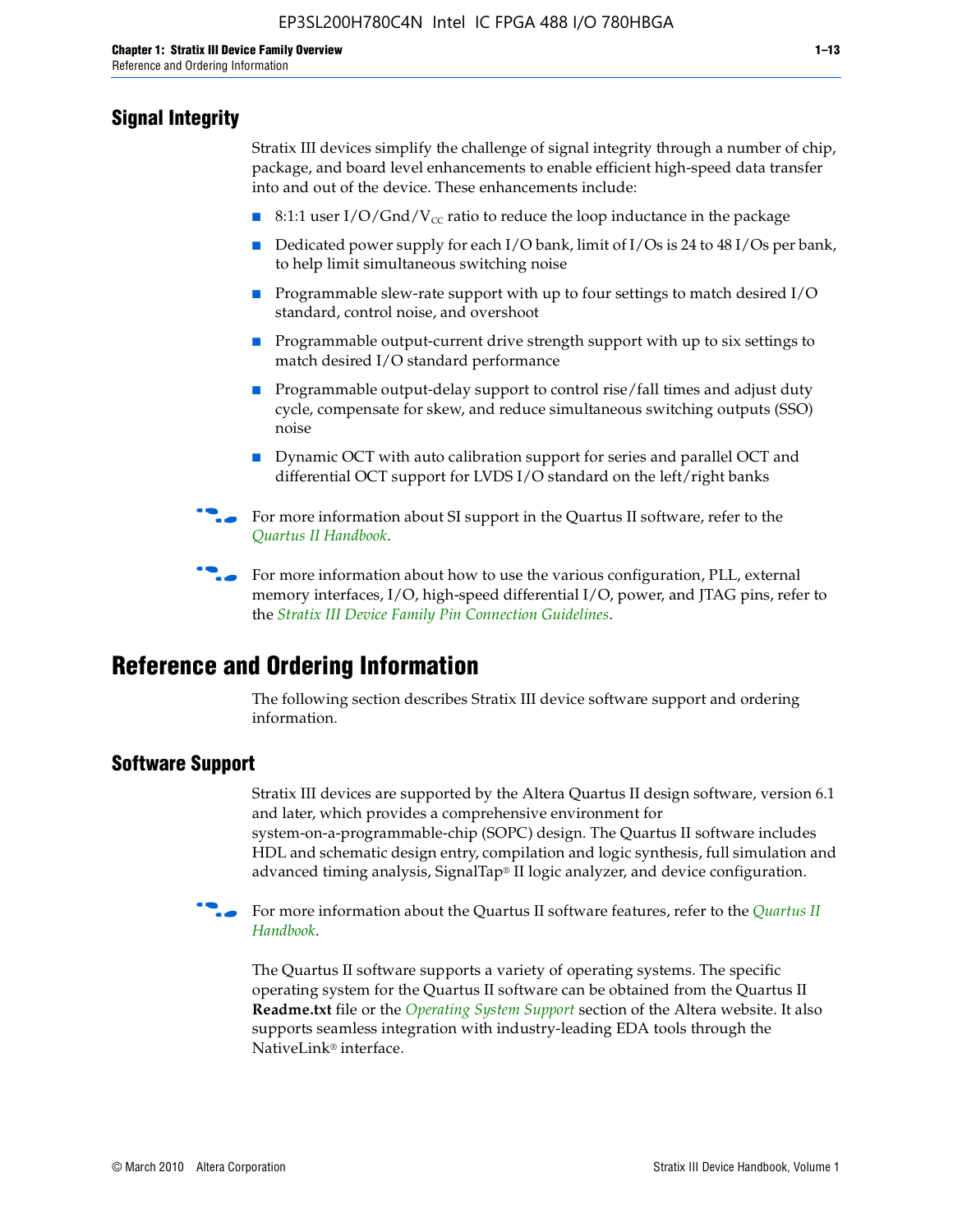## Signal Integrity

Stratix III devices simplify the challenge of signal integrity through a number of chip, package, and board level enhancements to enable efficient high-speed data transfer into and out of the device. These enhancements include:

- 8:1:1 user I/O/Gnd/$V_{CC}$ ratio to reduce the loop inductance in the package
- Dedicated power supply for each I/O bank, limit of I/Os is 24 to 48 I/Os per bank, to help limit simultaneous switching noise
- Programmable slew-rate support with up to four settings to match desired I/O standard, control noise, and overshoot
- Programmable output-current drive strength support with up to six settings to match desired I/O standard performance
- Programmable output-delay support to control rise/fall times and adjust duty cycle, compensate for skew, and reduce simultaneous switching outputs (SSO) noise
- Dynamic OCT with auto calibration support for series and parallel OCT and differential OCT support for LVDS I/O standard on the left/right banks

For more information about SI support in the Quartus II software, refer to the *Quartus II Handbook*.

For more information about how to use the various configuration, PLL, external memory interfaces, I/O, high-speed differential I/O, power, and JTAG pins, refer to the *Stratix III Device Family Pin Connection Guidelines*.

# Reference and Ordering Information

The following section describes Stratix III device software support and ordering information.

## Software Support

Stratix III devices are supported by the Altera Quartus II design software, version 6.1 and later, which provides a comprehensive environment for system-on-a-programmable-chip (SOPC) design. The Quartus II software includes HDL and schematic design entry, compilation and logic synthesis, full simulation and advanced timing analysis, SignalTap® II logic analyzer, and device configuration.

For more information about the Quartus II software features, refer to the *Quartus II Handbook*.

The Quartus II software supports a variety of operating systems. The specific operating system for the Quartus II software can be obtained from the Quartus II **Readme.txt** file or the *Operating System Support* section of the Altera website. It also supports seamless integration with industry-leading EDA tools through the NativeLink® interface.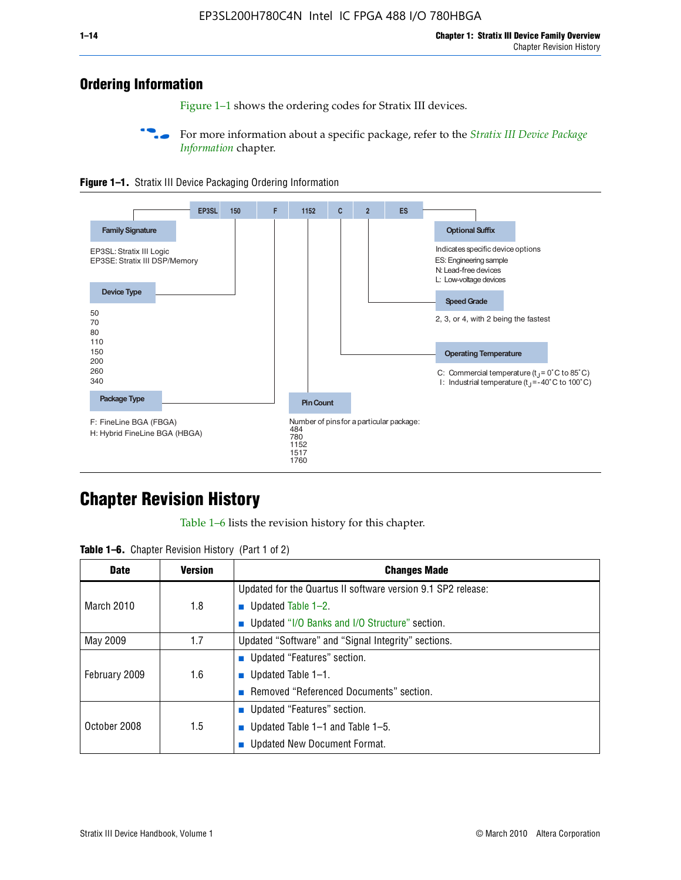## Ordering Information

Figure 1–1 shows the ordering codes for Stratix III devices.

For more information about a specific package, refer to the *Stratix III Device Package Information* chapter.

**Figure 1–1.** Stratix III Device Packaging Ordering Information

EP3SL 150 F 1152 C 2 ES

**Family Signature**

EP3SL: Stratix III Logic
EP3SE: Stratix III DSP/Memory

**Device Type**

50
70
80
110
150
200
260
340

**Package Type**

F: FineLine BGA (FBGA)
H: Hybrid FineLine BGA (HBGA)

**Pin Count**

Number of pins for a particular package:
484
780
1152
1517
1760

**Operating Temperature**

C: Commercial temperature ($t_J$ = 0°C to 85°C)
I: Industrial temperature ($t_J$ = -40°C to 100°C)

**Speed Grade**

2, 3, or 4, with 2 being the fastest

**Optional Suffix**

Indicates specific device options
ES: Engineering sample
N: Lead-free devices
L: Low-voltage devices

## Chapter Revision History

Table 1–6 lists the revision history for this chapter.

**Table 1–6.** Chapter Revision History (Part 1 of 2)

| Date | Version | Changes Made |
|---|---|---|
| March 2010 | 1.8 | Updated for the Quartus II software version 9.1 SP2 release:<br>■ Updated Table 1–2.<br>■ Updated "I/O Banks and I/O Structure" section. |
| May 2009 | 1.7 | Updated "Software" and "Signal Integrity" sections. |
| February 2009 | 1.6 | ■ Updated "Features" section.<br>■ Updated Table 1–1.<br>■ Removed "Referenced Documents" section. |
| October 2008 | 1.5 | ■ Updated "Features" section.<br>■ Updated Table 1–1 and Table 1–5.<br>■ Updated New Document Format. |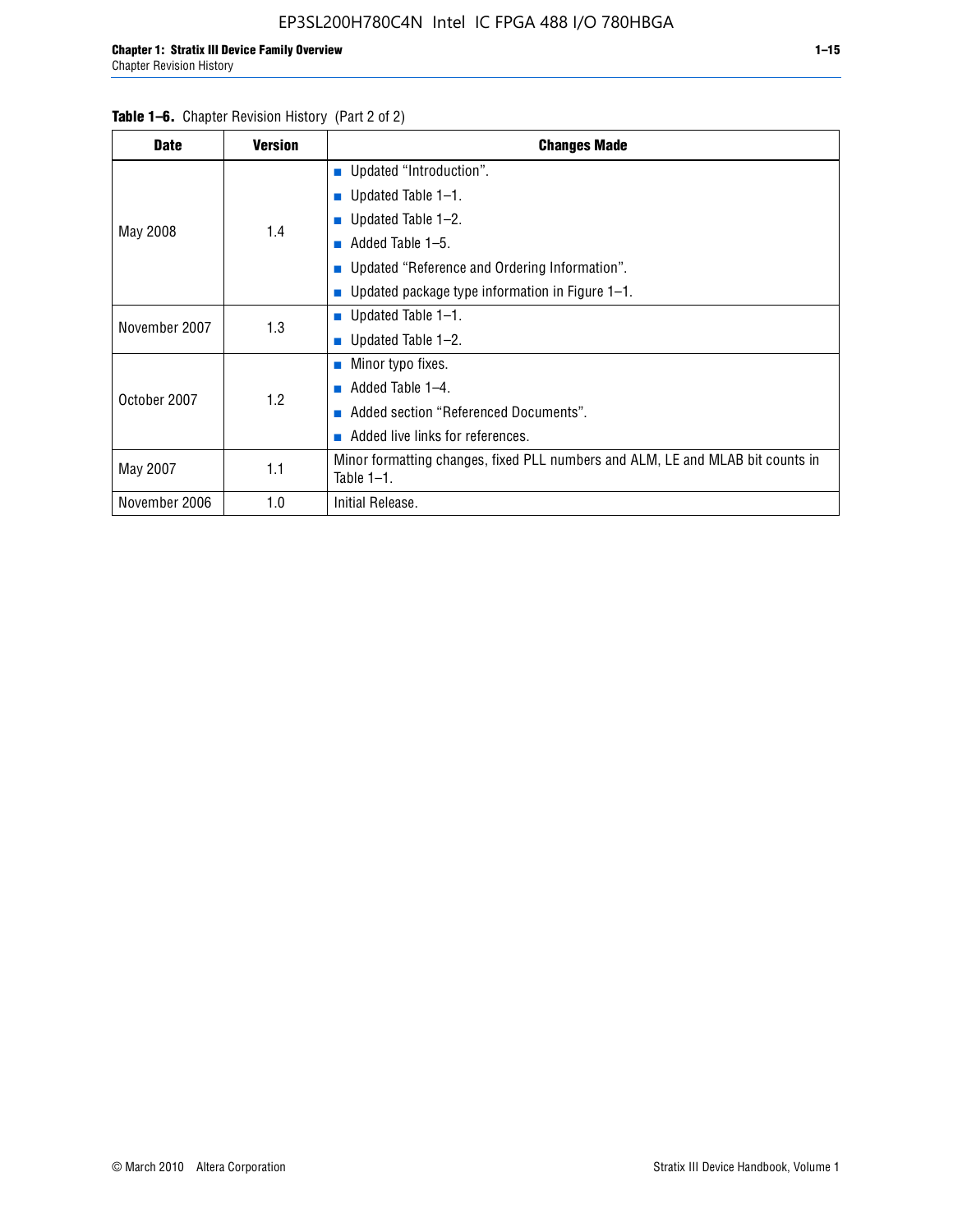**Table 1–6.** Chapter Revision History (Part 2 of 2)

| Date | Version | Changes Made |
|---|---|---|
| May 2008 | 1.4 | ■ Updated "Introduction".<br>■ Updated Table 1–1.<br>■ Updated Table 1–2.<br>■ Added Table 1–5.<br>■ Updated "Reference and Ordering Information".<br>■ Updated package type information in Figure 1–1. |
| November 2007 | 1.3 | ■ Updated Table 1–1.<br>■ Updated Table 1–2. |
| October 2007 | 1.2 | ■ Minor typo fixes.<br>■ Added Table 1–4.<br>■ Added section "Referenced Documents".<br>■ Added live links for references. |
| May 2007 | 1.1 | Minor formatting changes, fixed PLL numbers and ALM, LE and MLAB bit counts in Table 1–1. |
| November 2006 | 1.0 | Initial Release. |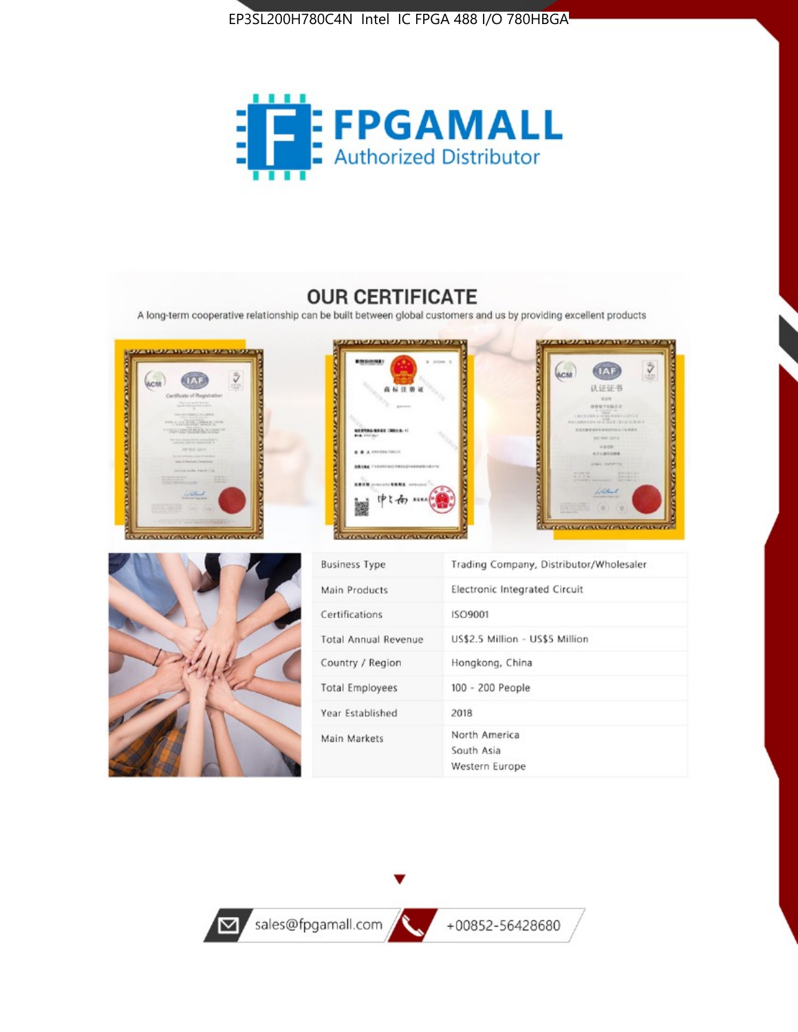FPGAMALL

Authorized Distributor

## OUR CERTIFICATE

A long-term cooperative relationship can be built between global customers and us by providing excellent products

| | |
|---|---|
| Business Type | Trading Company, Distributor/Wholesaler |
| Main Products | Electronic Integrated Circuit |
| Certifications | ISO9001 |
| Total Annual Revenue | US$2.5 Million - US$5 Million |
| Country / Region | Hongkong, China |
| Total Employees | 100 - 200 People |
| Year Established | 2018 |
| Main Markets | North America<br>South Asia<br>Western Europe |

sales@fpgamall.com

+00852-56428680